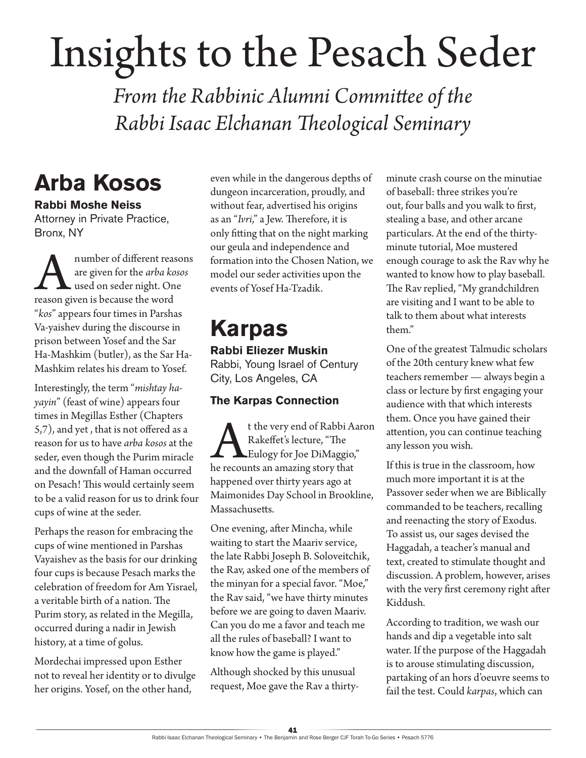# Insights to the Pesach Seder

*From the Rabbinic Alumni Committee of the Rabbi Isaac Elchanan Theological Seminary*

## Arba Kosos

**Rabbi Moshe Neiss**
Attorney in Private Practice, Bronx, NY

A number of different reasons are given for the *arba kosos* used on seder night. One reason given is because the word "*kos*" appears four times in Parshas Va-yaishev during the discourse in prison between Yosef and the Sar Ha-Mashkim (butler), as the Sar Ha-Mashkim relates his dream to Yosef.

Interestingly, the term "*mishtay ha-yayin*" (feast of wine) appears four times in Megillas Esther (Chapters 5,7), and yet , that is not offered as a reason for us to have *arba kosos* at the seder, even though the Purim miracle and the downfall of Haman occurred on Pesach! This would certainly seem to be a valid reason for us to drink four cups of wine at the seder.

Perhaps the reason for embracing the cups of wine mentioned in Parshas Vayaishev as the basis for our drinking four cups is because Pesach marks the celebration of freedom for Am Yisrael, a veritable birth of a nation. The Purim story, as related in the Megilla, occurred during a nadir in Jewish history, at a time of golus.

Mordechai impressed upon Esther not to reveal her identity or to divulge her origins. Yosef, on the other hand, even while in the dangerous depths of dungeon incarceration, proudly, and without fear, advertised his origins as an "*Ivri*," a Jew. Therefore, it is only fitting that on the night marking our geula and independence and formation into the Chosen Nation, we model our seder activities upon the events of Yosef Ha-Tzadik.

## Karpas

**Rabbi Eliezer Muskin**
Rabbi, Young Israel of Century City, Los Angeles, CA

### The Karpas Connection

At the very end of Rabbi Aaron Rakeffet's lecture, "The Eulogy for Joe DiMaggio," he recounts an amazing story that happened over thirty years ago at Maimonides Day School in Brookline, Massachusetts.

One evening, after Mincha, while waiting to start the Maariv service, the late Rabbi Joseph B. Soloveitchik, the Rav, asked one of the members of the minyan for a special favor. "Moe," the Rav said, "we have thirty minutes before we are going to daven Maariv. Can you do me a favor and teach me all the rules of baseball? I want to know how the game is played."

Although shocked by this unusual request, Moe gave the Rav a thirty-minute crash course on the minutiae of baseball: three strikes you're out, four balls and you walk to first, stealing a base, and other arcane particulars. At the end of the thirty-minute tutorial, Moe mustered enough courage to ask the Rav why he wanted to know how to play baseball. The Rav replied, "My grandchildren are visiting and I want to be able to talk to them about what interests them."

One of the greatest Talmudic scholars of the 20th century knew what few teachers remember — always begin a class or lecture by first engaging your audience with that which interests them. Once you have gained their attention, you can continue teaching any lesson you wish.

If this is true in the classroom, how much more important it is at the Passover seder when we are Biblically commanded to be teachers, recalling and reenacting the story of Exodus. To assist us, our sages devised the Haggadah, a teacher's manual and text, created to stimulate thought and discussion. A problem, however, arises with the very first ceremony right after Kiddush.

According to tradition, we wash our hands and dip a vegetable into salt water. If the purpose of the Haggadah is to arouse stimulating discussion, partaking of an hors d'oeuvre seems to fail the test. Could *karpas*, which can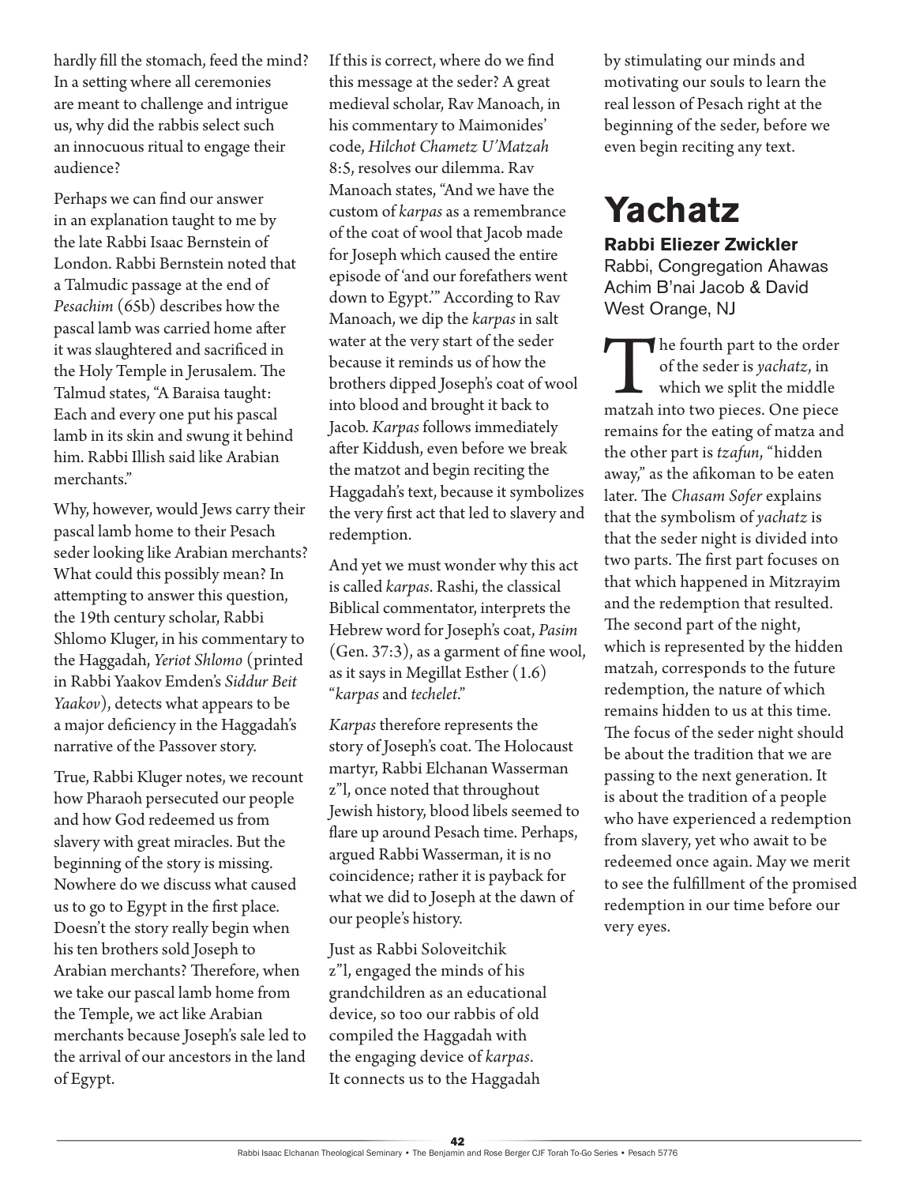hardly fill the stomach, feed the mind? In a setting where all ceremonies are meant to challenge and intrigue us, why did the rabbis select such an innocuous ritual to engage their audience?

Perhaps we can find our answer in an explanation taught to me by the late Rabbi Isaac Bernstein of London. Rabbi Bernstein noted that a Talmudic passage at the end of *Pesachim* (65b) describes how the pascal lamb was carried home after it was slaughtered and sacrificed in the Holy Temple in Jerusalem. The Talmud states, "A Baraisa taught: Each and every one put his pascal lamb in its skin and swung it behind him. Rabbi Illish said like Arabian merchants."

Why, however, would Jews carry their pascal lamb home to their Pesach seder looking like Arabian merchants? What could this possibly mean? In attempting to answer this question, the 19th century scholar, Rabbi Shlomo Kluger, in his commentary to the Haggadah, *Yeriot Shlomo* (printed in Rabbi Yaakov Emden's *Siddur Beit Yaakov*), detects what appears to be a major deficiency in the Haggadah's narrative of the Passover story.

True, Rabbi Kluger notes, we recount how Pharaoh persecuted our people and how God redeemed us from slavery with great miracles. But the beginning of the story is missing. Nowhere do we discuss what caused us to go to Egypt in the first place. Doesn't the story really begin when his ten brothers sold Joseph to Arabian merchants? Therefore, when we take our pascal lamb home from the Temple, we act like Arabian merchants because Joseph's sale led to the arrival of our ancestors in the land of Egypt.

If this is correct, where do we find this message at the seder? A great medieval scholar, Rav Manoach, in his commentary to Maimonides' code, *Hilchot Chametz U'Matzah* 8:5, resolves our dilemma. Rav Manoach states, "And we have the custom of *karpas* as a remembrance of the coat of wool that Jacob made for Joseph which caused the entire episode of 'and our forefathers went down to Egypt.'" According to Rav Manoach, we dip the *karpas* in salt water at the very start of the seder because it reminds us of how the brothers dipped Joseph's coat of wool into blood and brought it back to Jacob. *Karpas* follows immediately after Kiddush, even before we break the matzot and begin reciting the Haggadah's text, because it symbolizes the very first act that led to slavery and redemption.

And yet we must wonder why this act is called *karpas*. Rashi, the classical Biblical commentator, interprets the Hebrew word for Joseph's coat, *Pasim* (Gen. 37:3), as a garment of fine wool, as it says in Megillat Esther (1.6) "*karpas* and *techelet*."

*Karpas* therefore represents the story of Joseph's coat. The Holocaust martyr, Rabbi Elchanan Wasserman z"l, once noted that throughout Jewish history, blood libels seemed to flare up around Pesach time. Perhaps, argued Rabbi Wasserman, it is no coincidence; rather it is payback for what we did to Joseph at the dawn of our people's history.

Just as Rabbi Soloveitchik z"l, engaged the minds of his grandchildren as an educational device, so too our rabbis of old compiled the Haggadah with the engaging device of *karpas*. It connects us to the Haggadah by stimulating our minds and motivating our souls to learn the real lesson of Pesach right at the beginning of the seder, before we even begin reciting any text.

# Yachatz

**Rabbi Eliezer Zwickler**
Rabbi, Congregation Ahawas Achim B'nai Jacob & David
West Orange, NJ

The fourth part to the order of the seder is *yachatz*, in which we split the middle matzah into two pieces. One piece remains for the eating of matza and the other part is *tzafun*, "hidden away," as the afikoman to be eaten later. The *Chasam Sofer* explains that the symbolism of *yachatz* is that the seder night is divided into two parts. The first part focuses on that which happened in Mitzrayim and the redemption that resulted. The second part of the night, which is represented by the hidden matzah, corresponds to the future redemption, the nature of which remains hidden to us at this time. The focus of the seder night should be about the tradition that we are passing to the next generation. It is about the tradition of a people who have experienced a redemption from slavery, yet who await to be redeemed once again. May we merit to see the fulfillment of the promised redemption in our time before our very eyes.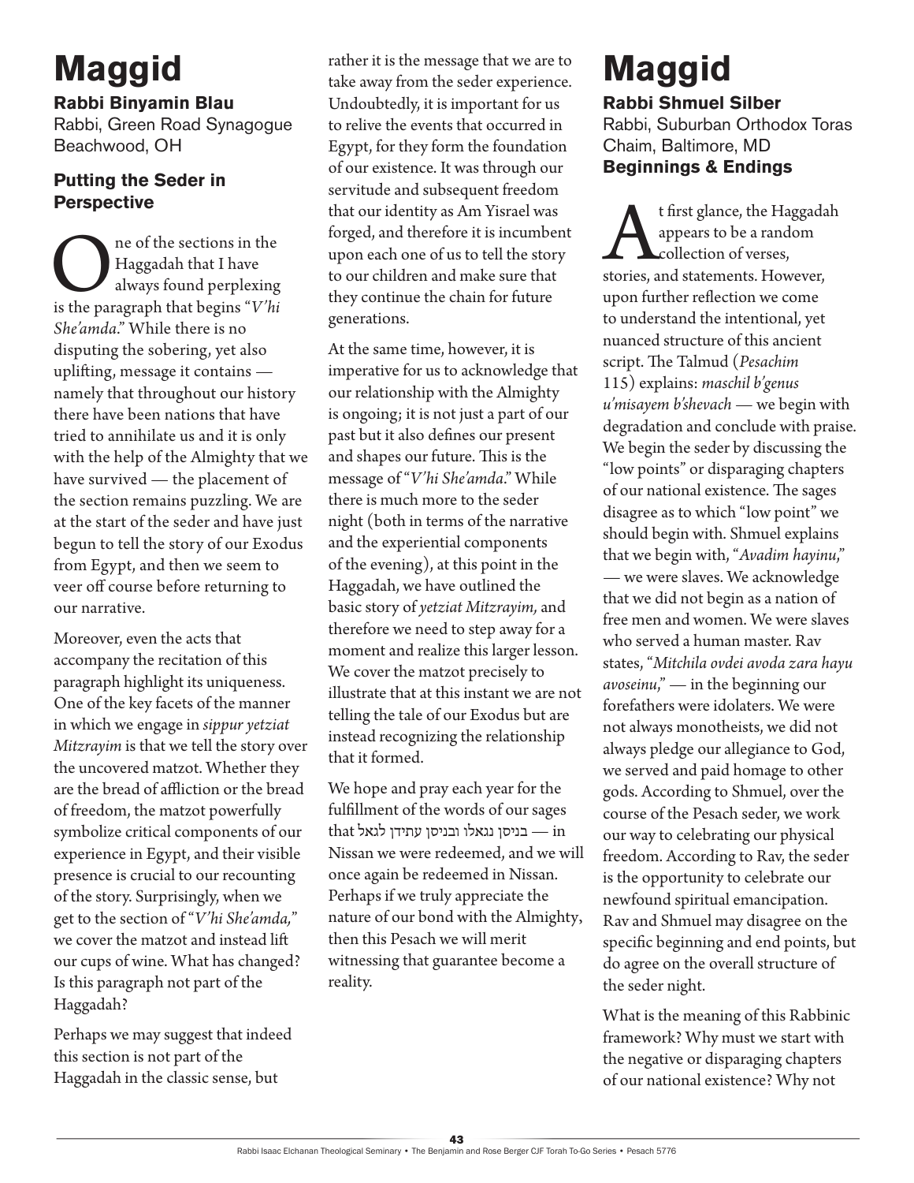# Maggid

**Rabbi Binyamin Blau**
Rabbi, Green Road Synagogue
Beachwood, OH

## Putting the Seder in Perspective

One of the sections in the Haggadah that I have always found perplexing is the paragraph that begins "*V'hi She'amda*." While there is no disputing the sobering, yet also uplifting, message it contains — namely that throughout our history there have been nations that have tried to annihilate us and it is only with the help of the Almighty that we have survived — the placement of the section remains puzzling. We are at the start of the seder and have just begun to tell the story of our Exodus from Egypt, and then we seem to veer off course before returning to our narrative.

Moreover, even the acts that accompany the recitation of this paragraph highlight its uniqueness. One of the key facets of the manner in which we engage in *sippur yetziat Mitzrayim* is that we tell the story over the uncovered matzot. Whether they are the bread of affliction or the bread of freedom, the matzot powerfully symbolize critical components of our experience in Egypt, and their visible presence is crucial to our recounting of the story. Surprisingly, when we get to the section of "*V'hi She'amda,*" we cover the matzot and instead lift our cups of wine. What has changed? Is this paragraph not part of the Haggadah?

Perhaps we may suggest that indeed this section is not part of the Haggadah in the classic sense, but rather it is the message that we are to take away from the seder experience. Undoubtedly, it is important for us to relive the events that occurred in Egypt, for they form the foundation of our existence. It was through our servitude and subsequent freedom that our identity as Am Yisrael was forged, and therefore it is incumbent upon each one of us to tell the story to our children and make sure that they continue the chain for future generations.

At the same time, however, it is imperative for us to acknowledge that our relationship with the Almighty is ongoing; it is not just a part of our past but it also defines our present and shapes our future. This is the message of "*V'hi She'amda*." While there is much more to the seder night (both in terms of the narrative and the experiential components of the evening), at this point in the Haggadah, we have outlined the basic story of *yetziat Mitzrayim,* and therefore we need to step away for a moment and realize this larger lesson. We cover the matzot precisely to illustrate that at this instant we are not telling the tale of our Exodus but are instead recognizing the relationship that it formed.

We hope and pray each year for the fulfillment of the words of our sages that בניסן נגאלו ובניסן עתידן לגאל — in Nissan we were redeemed, and we will once again be redeemed in Nissan. Perhaps if we truly appreciate the nature of our bond with the Almighty, then this Pesach we will merit witnessing that guarantee become a reality.

# Maggid

**Rabbi Shmuel Silber**
Rabbi, Suburban Orthodox Toras Chaim, Baltimore, MD

## Beginnings & Endings

At first glance, the Haggadah appears to be a random collection of verses, stories, and statements. However, upon further reflection we come to understand the intentional, yet nuanced structure of this ancient script. The Talmud (*Pesachim* 115) explains: *maschil b'genus u'misayem b'shevach* — we begin with degradation and conclude with praise. We begin the seder by discussing the "low points" or disparaging chapters of our national existence. The sages disagree as to which "low point" we should begin with. Shmuel explains that we begin with, "*Avadim hayinu*," — we were slaves. We acknowledge that we did not begin as a nation of free men and women. We were slaves who served a human master. Rav states, "*Mitchila ovdei avoda zara hayu avoseinu*," — in the beginning our forefathers were idolaters. We were not always monotheists, we did not always pledge our allegiance to God, we served and paid homage to other gods. According to Shmuel, over the course of the Pesach seder, we work our way to celebrating our physical freedom. According to Rav, the seder is the opportunity to celebrate our newfound spiritual emancipation. Rav and Shmuel may disagree on the specific beginning and end points, but do agree on the overall structure of the seder night.

What is the meaning of this Rabbinic framework? Why must we start with the negative or disparaging chapters of our national existence? Why not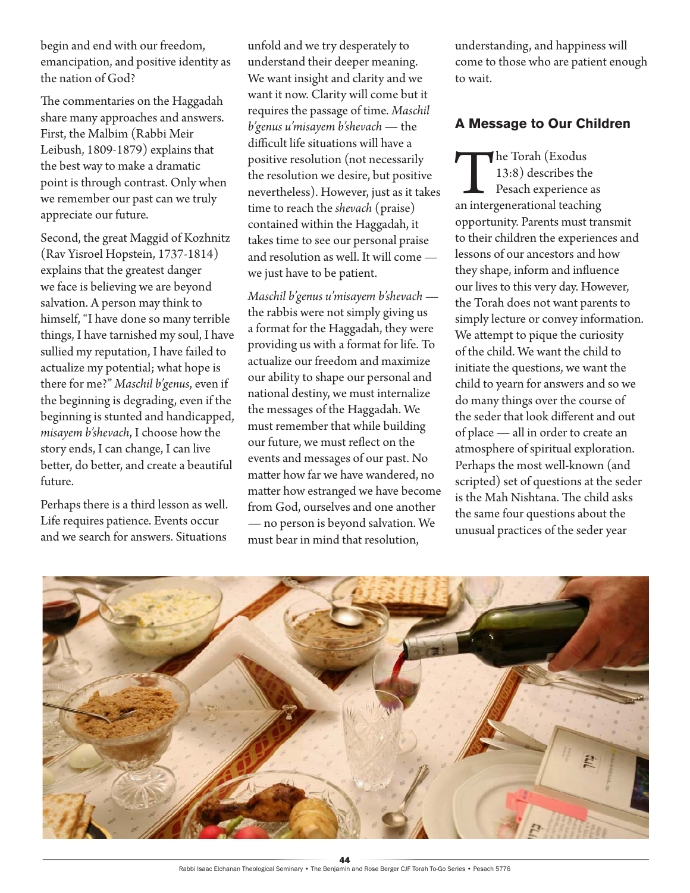begin and end with our freedom, emancipation, and positive identity as the nation of God?

The commentaries on the Haggadah share many approaches and answers. First, the Malbim (Rabbi Meir Leibush, 1809-1879) explains that the best way to make a dramatic point is through contrast. Only when we remember our past can we truly appreciate our future.

Second, the great Maggid of Kozhnitz (Rav Yisroel Hopstein, 1737-1814) explains that the greatest danger we face is believing we are beyond salvation. A person may think to himself, "I have done so many terrible things, I have tarnished my soul, I have sullied my reputation, I have failed to actualize my potential; what hope is there for me?" *Maschil b'genus*, even if the beginning is degrading, even if the beginning is stunted and handicapped, *misayem b'shevach*, I choose how the story ends, I can change, I can live better, do better, and create a beautiful future.

Perhaps there is a third lesson as well. Life requires patience. Events occur and we search for answers. Situations unfold and we try desperately to understand their deeper meaning. We want insight and clarity and we want it now. Clarity will come but it requires the passage of time. *Maschil b'genus u'misayem b'shevach* — the difficult life situations will have a positive resolution (not necessarily the resolution we desire, but positive nevertheless). However, just as it takes time to reach the *shevach* (praise) contained within the Haggadah, it takes time to see our personal praise and resolution as well. It will come — we just have to be patient.

*Maschil b'genus u'misayem b'shevach* — the rabbis were not simply giving us a format for the Haggadah, they were providing us with a format for life. To actualize our freedom and maximize our ability to shape our personal and national destiny, we must internalize the messages of the Haggadah. We must remember that while building our future, we must reflect on the events and messages of our past. No matter how far we have wandered, no matter how estranged we have become from God, ourselves and one another — no person is beyond salvation. We must bear in mind that resolution, understanding, and happiness will come to those who are patient enough to wait.

## A Message to Our Children

The Torah (Exodus 13:8) describes the Pesach experience as an intergenerational teaching opportunity. Parents must transmit to their children the experiences and lessons of our ancestors and how they shape, inform and influence our lives to this very day. However, the Torah does not want parents to simply lecture or convey information. We attempt to pique the curiosity of the child. We want the child to initiate the questions, we want the child to yearn for answers and so we do many things over the course of the seder that look different and out of place — all in order to create an atmosphere of spiritual exploration. Perhaps the most well-known (and scripted) set of questions at the seder is the Mah Nishtana. The child asks the same four questions about the unusual practices of the seder year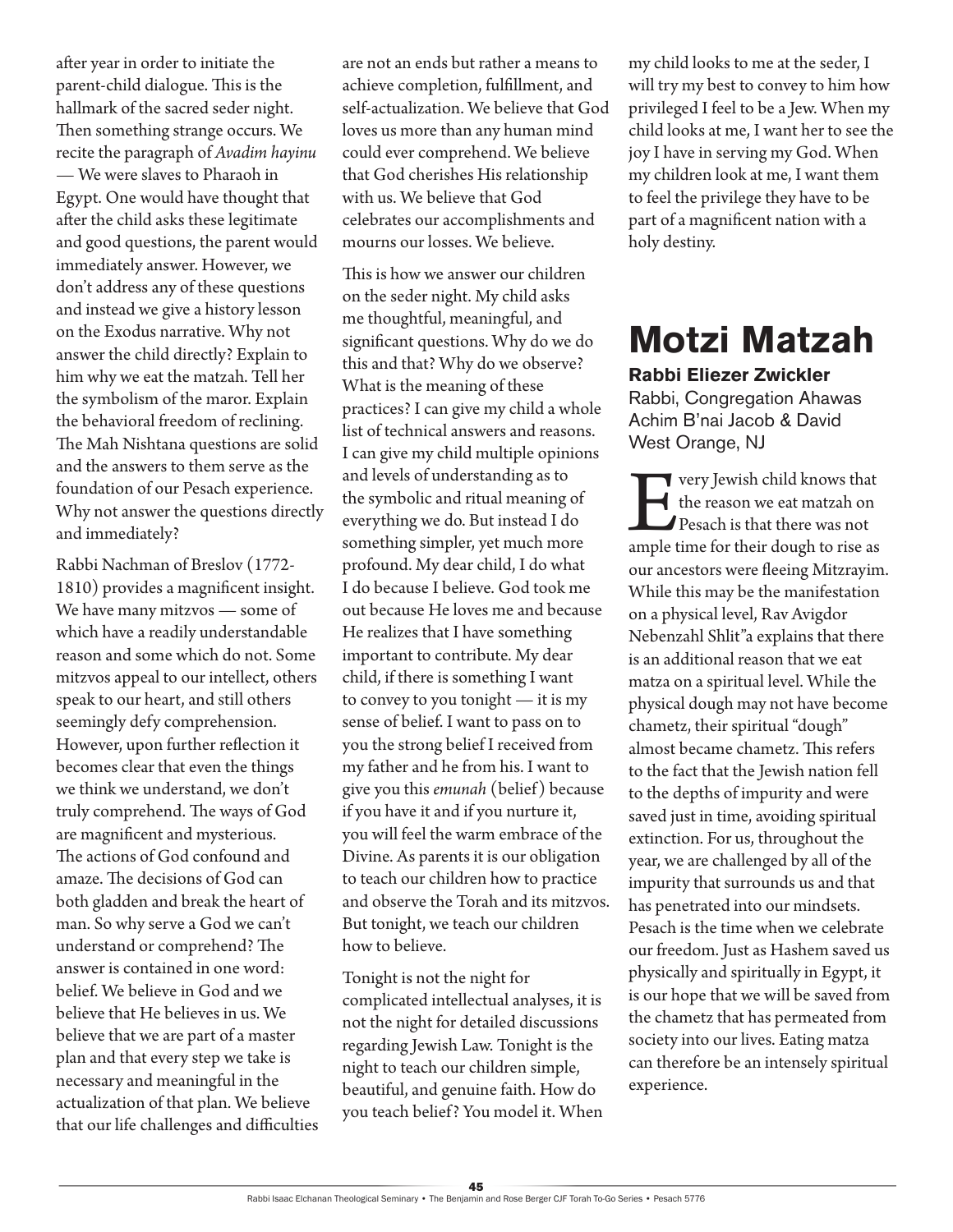after year in order to initiate the parent-child dialogue. This is the hallmark of the sacred seder night. Then something strange occurs. We recite the paragraph of *Avadim hayinu* — We were slaves to Pharaoh in Egypt. One would have thought that after the child asks these legitimate and good questions, the parent would immediately answer. However, we don't address any of these questions and instead we give a history lesson on the Exodus narrative. Why not answer the child directly? Explain to him why we eat the matzah. Tell her the symbolism of the maror. Explain the behavioral freedom of reclining. The Mah Nishtana questions are solid and the answers to them serve as the foundation of our Pesach experience. Why not answer the questions directly and immediately?

Rabbi Nachman of Breslov (1772-1810) provides a magnificent insight. We have many mitzvos — some of which have a readily understandable reason and some which do not. Some mitzvos appeal to our intellect, others speak to our heart, and still others seemingly defy comprehension. However, upon further reflection it becomes clear that even the things we think we understand, we don't truly comprehend. The ways of God are magnificent and mysterious. The actions of God confound and amaze. The decisions of God can both gladden and break the heart of man. So why serve a God we can't understand or comprehend? The answer is contained in one word: belief. We believe in God and we believe that He believes in us. We believe that we are part of a master plan and that every step we take is necessary and meaningful in the actualization of that plan. We believe that our life challenges and difficulties are not an ends but rather a means to achieve completion, fulfillment, and self-actualization. We believe that God loves us more than any human mind could ever comprehend. We believe that God cherishes His relationship with us. We believe that God celebrates our accomplishments and mourns our losses. We believe.

This is how we answer our children on the seder night. My child asks me thoughtful, meaningful, and significant questions. Why do we do this and that? Why do we observe? What is the meaning of these practices? I can give my child a whole list of technical answers and reasons. I can give my child multiple opinions and levels of understanding as to the symbolic and ritual meaning of everything we do. But instead I do something simpler, yet much more profound. My dear child, I do what I do because I believe. God took me out because He loves me and because He realizes that I have something important to contribute. My dear child, if there is something I want to convey to you tonight — it is my sense of belief. I want to pass on to you the strong belief I received from my father and he from his. I want to give you this *emunah* (belief) because if you have it and if you nurture it, you will feel the warm embrace of the Divine. As parents it is our obligation to teach our children how to practice and observe the Torah and its mitzvos. But tonight, we teach our children how to believe.

Tonight is not the night for complicated intellectual analyses, it is not the night for detailed discussions regarding Jewish Law. Tonight is the night to teach our children simple, beautiful, and genuine faith. How do you teach belief? You model it. When my child looks to me at the seder, I will try my best to convey to him how privileged I feel to be a Jew. When my child looks at me, I want her to see the joy I have in serving my God. When my children look at me, I want them to feel the privilege they have to be part of a magnificent nation with a holy destiny.

# Motzi Matzah

**Rabbi Eliezer Zwickler**
Rabbi, Congregation Ahawas Achim B'nai Jacob & David
West Orange, NJ

Every Jewish child knows that the reason we eat matzah on Pesach is that there was not ample time for their dough to rise as our ancestors were fleeing Mitzrayim. While this may be the manifestation on a physical level, Rav Avigdor Nebenzahl Shlit"a explains that there is an additional reason that we eat matza on a spiritual level. While the physical dough may not have become chametz, their spiritual "dough" almost became chametz. This refers to the fact that the Jewish nation fell to the depths of impurity and were saved just in time, avoiding spiritual extinction. For us, throughout the year, we are challenged by all of the impurity that surrounds us and that has penetrated into our mindsets. Pesach is the time when we celebrate our freedom. Just as Hashem saved us physically and spiritually in Egypt, it is our hope that we will be saved from the chametz that has permeated from society into our lives. Eating matza can therefore be an intensely spiritual experience.